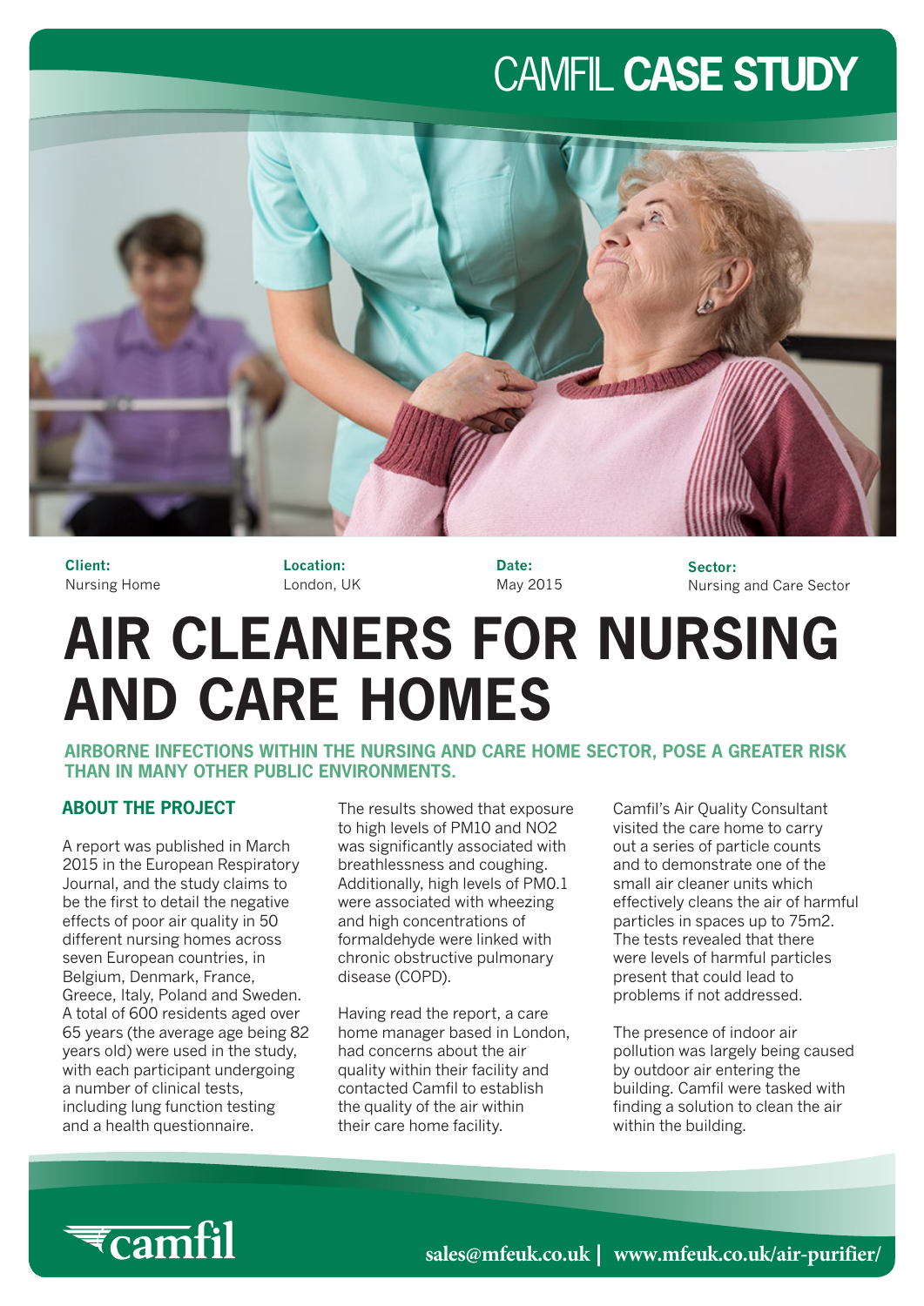CAMFIL **CASE STUDY**

**Client:**
Nursing Home

**Location:**
London, UK

**Date:**
May 2015

**Sector:**
Nursing and Care Sector

# AIR CLEANERS FOR NURSING AND CARE HOMES

### AIRBORNE INFECTIONS WITHIN THE NURSING AND CARE HOME SECTOR, POSE A GREATER RISK THAN IN MANY OTHER PUBLIC ENVIRONMENTS.

## ABOUT THE PROJECT

A report was published in March 2015 in the European Respiratory Journal, and the study claims to be the first to detail the negative effects of poor air quality in 50 different nursing homes across seven European countries, in Belgium, Denmark, France, Greece, Italy, Poland and Sweden. A total of 600 residents aged over 65 years (the average age being 82 years old) were used in the study, with each participant undergoing a number of clinical tests, including lung function testing and a health questionnaire.

The results showed that exposure to high levels of PM10 and NO2 was significantly associated with breathlessness and coughing. Additionally, high levels of PM0.1 were associated with wheezing and high concentrations of formaldehyde were linked with chronic obstructive pulmonary disease (COPD).

Having read the report, a care home manager based in London, had concerns about the air quality within their facility and contacted Camfil to establish the quality of the air within their care home facility.

Camfil's Air Quality Consultant visited the care home to carry out a series of particle counts and to demonstrate one of the small air cleaner units which effectively cleans the air of harmful particles in spaces up to 75m2. The tests revealed that there were levels of harmful particles present that could lead to problems if not addressed.

The presence of indoor air pollution was largely being caused by outdoor air entering the building. Camfil were tasked with finding a solution to clean the air within the building.

camfil

sales@mfeuk.co.uk | www.mfeuk.co.uk/air-purifier/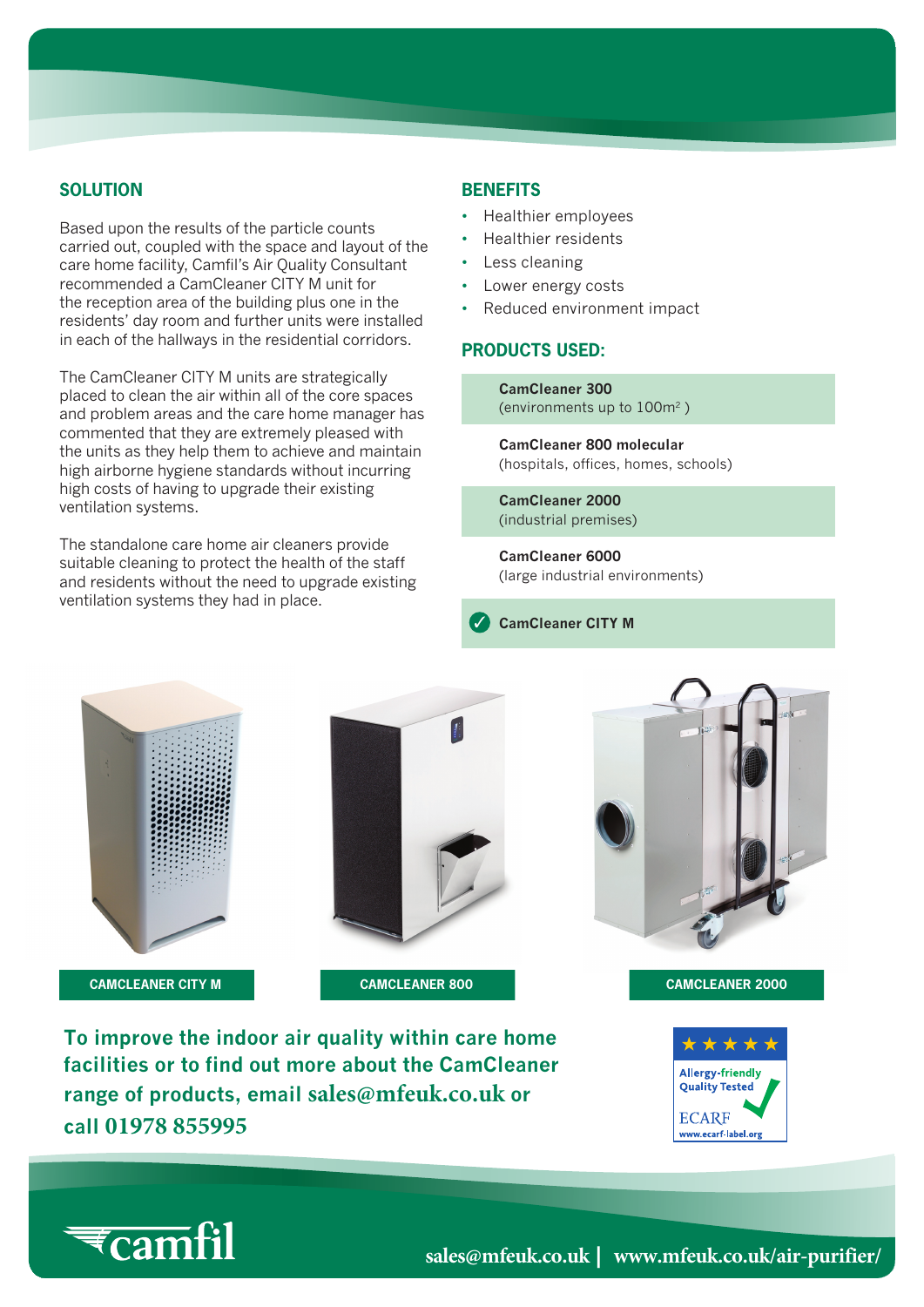## SOLUTION

Based upon the results of the particle counts carried out, coupled with the space and layout of the care home facility, Camfil's Air Quality Consultant recommended a CamCleaner CITY M unit for the reception area of the building plus one in the residents' day room and further units were installed in each of the hallways in the residential corridors.

The CamCleaner CITY M units are strategically placed to clean the air within all of the core spaces and problem areas and the care home manager has commented that they are extremely pleased with the units as they help them to achieve and maintain high airborne hygiene standards without incurring high costs of having to upgrade their existing ventilation systems.

The standalone care home air cleaners provide suitable cleaning to protect the health of the staff and residents without the need to upgrade existing ventilation systems they had in place.

## BENEFITS

- Healthier employees
- Healthier residents
- Less cleaning
- Lower energy costs
- Reduced environment impact

## PRODUCTS USED:

**CamCleaner 300**
(environments up to 100m$^2$ )

**CamCleaner 800 molecular**
(hospitals, offices, homes, schools)

**CamCleaner 2000**
(industrial premises)

**CamCleaner 6000**
(large industrial environments)

✓ **CamCleaner CITY M**

CAMCLEANER CITY M

CAMCLEANER 800

CAMCLEANER 2000

**To improve the indoor air quality within care home facilities or to find out more about the CamCleaner range of products, email sales@mfeuk.co.uk or call 01978 855995**

Allergy-friendly Quality Tested
ECARF
www.ecarf-label.org

camfil

sales@mfeuk.co.uk | www.mfeuk.co.uk/air-purifier/